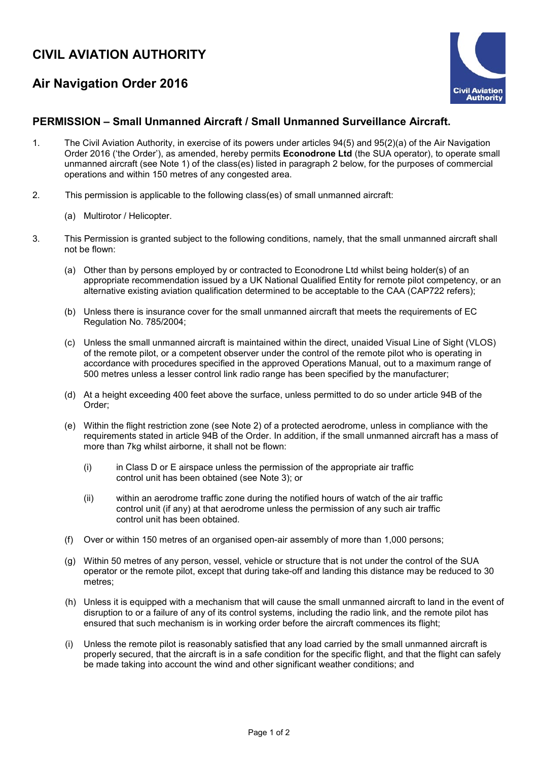# CIVIL AVIATION AUTHORITY

## Air Navigation Order 2016

### PERMISSION – Small Unmanned Aircraft / Small Unmanned Surveillance Aircraft.

1. The Civil Aviation Authority, in exercise of its powers under articles 94(5) and 95(2)(a) of the Air Navigation Order 2016 ('the Order'), as amended, hereby permits **Econodrone Ltd** (the SUA operator), to operate small unmanned aircraft (see Note 1) of the class(es) listed in paragraph 2 below, for the purposes of commercial operations and within 150 metres of any congested area.

2. This permission is applicable to the following class(es) of small unmanned aircraft:

   (a) Multirotor / Helicopter.

3. This Permission is granted subject to the following conditions, namely, that the small unmanned aircraft shall not be flown:

   (a) Other than by persons employed by or contracted to Econodrone Ltd whilst being holder(s) of an appropriate recommendation issued by a UK National Qualified Entity for remote pilot competency, or an alternative existing aviation qualification determined to be acceptable to the CAA (CAP722 refers);

   (b) Unless there is insurance cover for the small unmanned aircraft that meets the requirements of EC Regulation No. 785/2004;

   (c) Unless the small unmanned aircraft is maintained within the direct, unaided Visual Line of Sight (VLOS) of the remote pilot, or a competent observer under the control of the remote pilot who is operating in accordance with procedures specified in the approved Operations Manual, out to a maximum range of 500 metres unless a lesser control link radio range has been specified by the manufacturer;

   (d) At a height exceeding 400 feet above the surface, unless permitted to do so under article 94B of the Order;

   (e) Within the flight restriction zone (see Note 2) of a protected aerodrome, unless in compliance with the requirements stated in article 94B of the Order. In addition, if the small unmanned aircraft has a mass of more than 7kg whilst airborne, it shall not be flown:

      (i) in Class D or E airspace unless the permission of the appropriate air traffic control unit has been obtained (see Note 3); or

      (ii) within an aerodrome traffic zone during the notified hours of watch of the air traffic control unit (if any) at that aerodrome unless the permission of any such air traffic control unit has been obtained.

   (f) Over or within 150 metres of an organised open-air assembly of more than 1,000 persons;

   (g) Within 50 metres of any person, vessel, vehicle or structure that is not under the control of the SUA operator or the remote pilot, except that during take-off and landing this distance may be reduced to 30 metres;

   (h) Unless it is equipped with a mechanism that will cause the small unmanned aircraft to land in the event of disruption to or a failure of any of its control systems, including the radio link, and the remote pilot has ensured that such mechanism is in working order before the aircraft commences its flight;

   (i) Unless the remote pilot is reasonably satisfied that any load carried by the small unmanned aircraft is properly secured, that the aircraft is in a safe condition for the specific flight, and that the flight can safely be made taking into account the wind and other significant weather conditions; and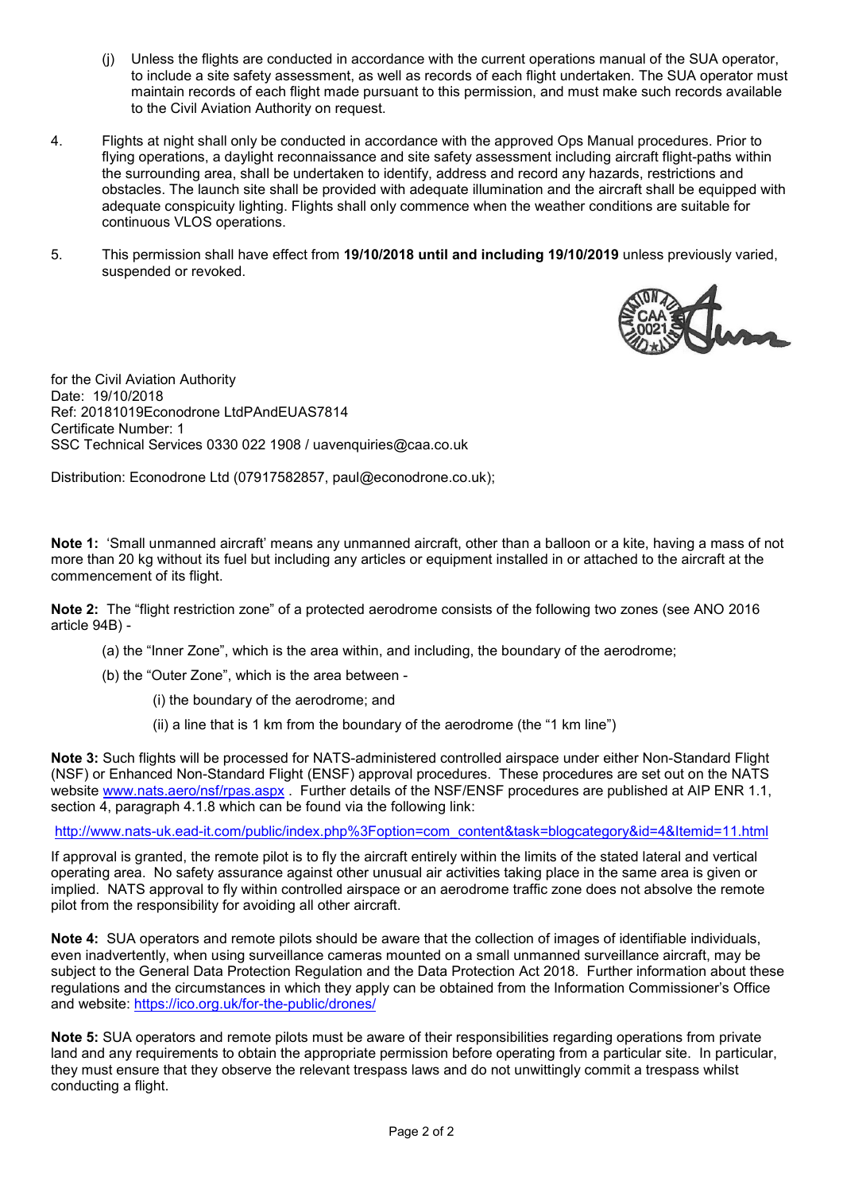(j) Unless the flights are conducted in accordance with the current operations manual of the SUA operator, to include a site safety assessment, as well as records of each flight undertaken. The SUA operator must maintain records of each flight made pursuant to this permission, and must make such records available to the Civil Aviation Authority on request.

4. Flights at night shall only be conducted in accordance with the approved Ops Manual procedures. Prior to flying operations, a daylight reconnaissance and site safety assessment including aircraft flight-paths within the surrounding area, shall be undertaken to identify, address and record any hazards, restrictions and obstacles. The launch site shall be provided with adequate illumination and the aircraft shall be equipped with adequate conspicuity lighting. Flights shall only commence when the weather conditions are suitable for continuous VLOS operations.

5. This permission shall have effect from **19/10/2018 until and including 19/10/2019** unless previously varied, suspended or revoked.

for the Civil Aviation Authority
Date: 19/10/2018
Ref: 20181019Econodrone LtdPAndEUAS7814
Certificate Number: 1
SSC Technical Services 0330 022 1908 / uavenquiries@caa.co.uk

Distribution: Econodrone Ltd (07917582857, paul@econodrone.co.uk);

**Note 1:** 'Small unmanned aircraft' means any unmanned aircraft, other than a balloon or a kite, having a mass of not more than 20 kg without its fuel but including any articles or equipment installed in or attached to the aircraft at the commencement of its flight.

**Note 2:** The "flight restriction zone" of a protected aerodrome consists of the following two zones (see ANO 2016 article 94B) -

(a) the "Inner Zone", which is the area within, and including, the boundary of the aerodrome;

(b) the "Outer Zone", which is the area between -

(i) the boundary of the aerodrome; and

(ii) a line that is 1 km from the boundary of the aerodrome (the "1 km line")

**Note 3:** Such flights will be processed for NATS-administered controlled airspace under either Non-Standard Flight (NSF) or Enhanced Non-Standard Flight (ENSF) approval procedures. These procedures are set out on the NATS website www.nats.aero/nsf/rpas.aspx . Further details of the NSF/ENSF procedures are published at AIP ENR 1.1, section 4, paragraph 4.1.8 which can be found via the following link:

http://www.nats-uk.ead-it.com/public/index.php%3Foption=com_content&task=blogcategory&id=4&Itemid=11.html

If approval is granted, the remote pilot is to fly the aircraft entirely within the limits of the stated lateral and vertical operating area. No safety assurance against other unusual air activities taking place in the same area is given or implied. NATS approval to fly within controlled airspace or an aerodrome traffic zone does not absolve the remote pilot from the responsibility for avoiding all other aircraft.

**Note 4:** SUA operators and remote pilots should be aware that the collection of images of identifiable individuals, even inadvertently, when using surveillance cameras mounted on a small unmanned surveillance aircraft, may be subject to the General Data Protection Regulation and the Data Protection Act 2018. Further information about these regulations and the circumstances in which they apply can be obtained from the Information Commissioner's Office and website: https://ico.org.uk/for-the-public/drones/

**Note 5:** SUA operators and remote pilots must be aware of their responsibilities regarding operations from private land and any requirements to obtain the appropriate permission before operating from a particular site. In particular, they must ensure that they observe the relevant trespass laws and do not unwittingly commit a trespass whilst conducting a flight.